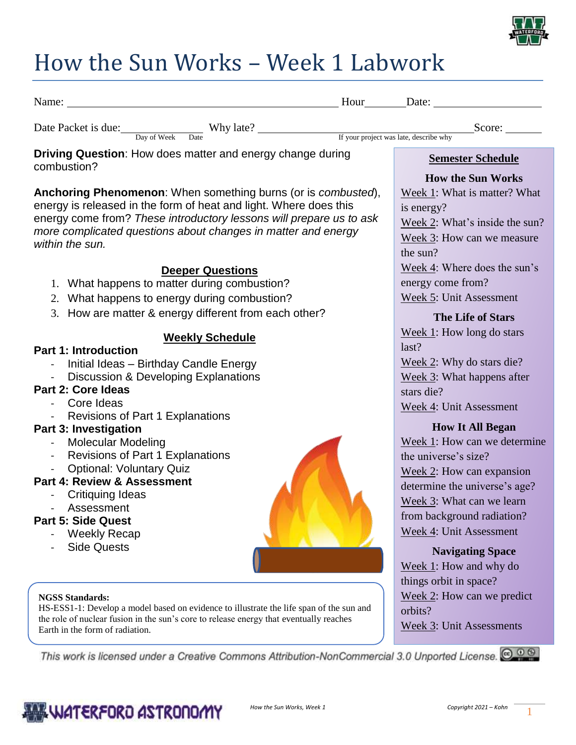# How the Sun Works – Week 1 Labwork

Name: ____________________________________________ Hour_______ Date: __________________

Date Packet is due: ______________ (Day of Week, Date) Why late? ____________________________ (If your project was late, describe why) Score: _______

**Driving Question**: How does matter and energy change during combustion?

**Anchoring Phenomenon**: When something burns (or is *combusted*), energy is released in the form of heat and light. Where does this energy come from? *These introductory lessons will prepare us to ask more complicated questions about changes in matter and energy within the sun.*

## Deeper Questions

1. What happens to matter during combustion?
2. What happens to energy during combustion?
3. How are matter & energy different from each other?

## Weekly Schedule

**Part 1: Introduction**
- Initial Ideas – Birthday Candle Energy
- Discussion & Developing Explanations

**Part 2: Core Ideas**
- Core Ideas
- Revisions of Part 1 Explanations

**Part 3: Investigation**
- Molecular Modeling
- Revisions of Part 1 Explanations
- Optional: Voluntary Quiz

**Part 4: Review & Assessment**
- Critiquing Ideas
- Assessment

**Part 5: Side Quest**
- Weekly Recap
- Side Quests

**NGSS Standards:**
HS-ESS1-1: Develop a model based on evidence to illustrate the life span of the sun and the role of nuclear fusion in the sun's core to release energy that eventually reaches Earth in the form of radiation.

## Semester Schedule

**How the Sun Works**
- Week 1: What is matter? What is energy?
- Week 2: What's inside the sun?
- Week 3: How can we measure the sun?
- Week 4: Where does the sun's energy come from?
- Week 5: Unit Assessment

**The Life of Stars**
- Week 1: How long do stars last?
- Week 2: Why do stars die?
- Week 3: What happens after stars die?
- Week 4: Unit Assessment

**How It All Began**
- Week 1: How can we determine the universe's size?
- Week 2: How can expansion determine the universe's age?
- Week 3: What can we learn from background radiation?
- Week 4: Unit Assessment

**Navigating Space**
- Week 1: How and why do things orbit in space?
- Week 2: How can we predict orbits?
- Week 3: Unit Assessments

*This work is licensed under a Creative Commons Attribution-NonCommercial 3.0 Unported License.*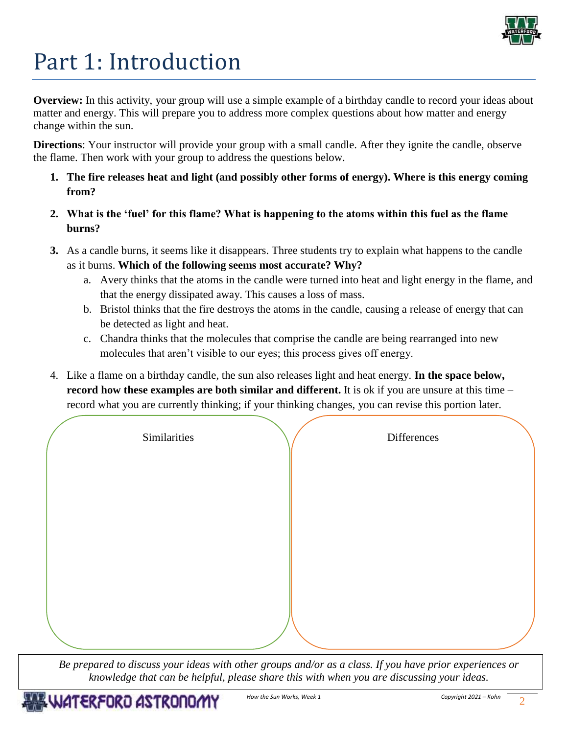# Part 1: Introduction

**Overview:** In this activity, your group will use a simple example of a birthday candle to record your ideas about matter and energy. This will prepare you to address more complex questions about how matter and energy change within the sun.

**Directions**: Your instructor will provide your group with a small candle. After they ignite the candle, observe the flame. Then work with your group to address the questions below.

1. **The fire releases heat and light (and possibly other forms of energy). Where is this energy coming from?**
2. **What is the 'fuel' for this flame? What is happening to the atoms within this fuel as the flame burns?**
3. As a candle burns, it seems like it disappears. Three students try to explain what happens to the candle as it burns. **Which of the following seems most accurate? Why?**
   a. Avery thinks that the atoms in the candle were turned into heat and light energy in the flame, and that the energy dissipated away. This causes a loss of mass.
   b. Bristol thinks that the fire destroys the atoms in the candle, causing a release of energy that can be detected as light and heat.
   c. Chandra thinks that the molecules that comprise the candle are being rearranged into new molecules that aren't visible to our eyes; this process gives off energy.
4. Like a flame on a birthday candle, the sun also releases light and heat energy. **In the space below, record how these examples are both similar and different.** It is ok if you are unsure at this time – record what you are currently thinking; if your thinking changes, you can revise this portion later.

| Similarities | Differences |
| --- | --- |
| | |

*Be prepared to discuss your ideas with other groups and/or as a class. If you have prior experiences or knowledge that can be helpful, please share this with when you are discussing your ideas.*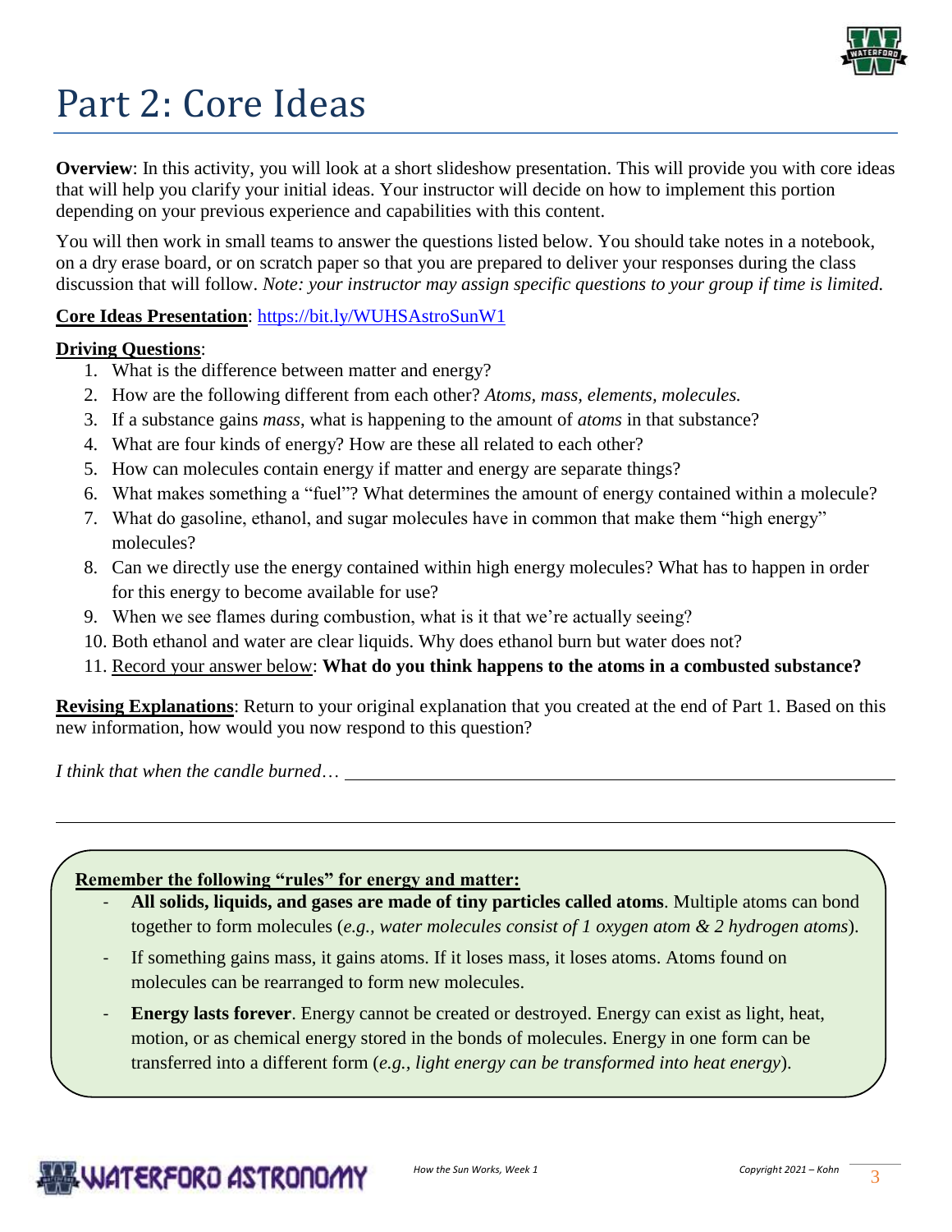# Part 2: Core Ideas

**Overview**: In this activity, you will look at a short slideshow presentation. This will provide you with core ideas that will help you clarify your initial ideas. Your instructor will decide on how to implement this portion depending on your previous experience and capabilities with this content.

You will then work in small teams to answer the questions listed below. You should take notes in a notebook, on a dry erase board, or on scratch paper so that you are prepared to deliver your responses during the class discussion that will follow. *Note: your instructor may assign specific questions to your group if time is limited.*

**Core Ideas Presentation**: https://bit.ly/WUHSAstroSunW1

**Driving Questions**:

1. What is the difference between matter and energy?
2. How are the following different from each other? *Atoms, mass, elements, molecules.*
3. If a substance gains *mass*, what is happening to the amount of *atoms* in that substance?
4. What are four kinds of energy? How are these all related to each other?
5. How can molecules contain energy if matter and energy are separate things?
6. What makes something a "fuel"? What determines the amount of energy contained within a molecule?
7. What do gasoline, ethanol, and sugar molecules have in common that make them "high energy" molecules?
8. Can we directly use the energy contained within high energy molecules? What has to happen in order for this energy to become available for use?
9. When we see flames during combustion, what is it that we're actually seeing?
10. Both ethanol and water are clear liquids. Why does ethanol burn but water does not?
11. Record your answer below: **What do you think happens to the atoms in a combusted substance?**

**Revising Explanations**: Return to your original explanation that you created at the end of Part 1. Based on this new information, how would you now respond to this question?

*I think that when the candle burned…* ______________________________________________

__________________________________________________________________________

**Remember the following "rules" for energy and matter:**

- **All solids, liquids, and gases are made of tiny particles called atoms**. Multiple atoms can bond together to form molecules (*e.g., water molecules consist of 1 oxygen atom & 2 hydrogen atoms*).
- If something gains mass, it gains atoms. If it loses mass, it loses atoms. Atoms found on molecules can be rearranged to form new molecules.
- **Energy lasts forever**. Energy cannot be created or destroyed. Energy can exist as light, heat, motion, or as chemical energy stored in the bonds of molecules. Energy in one form can be transferred into a different form (*e.g., light energy can be transformed into heat energy*).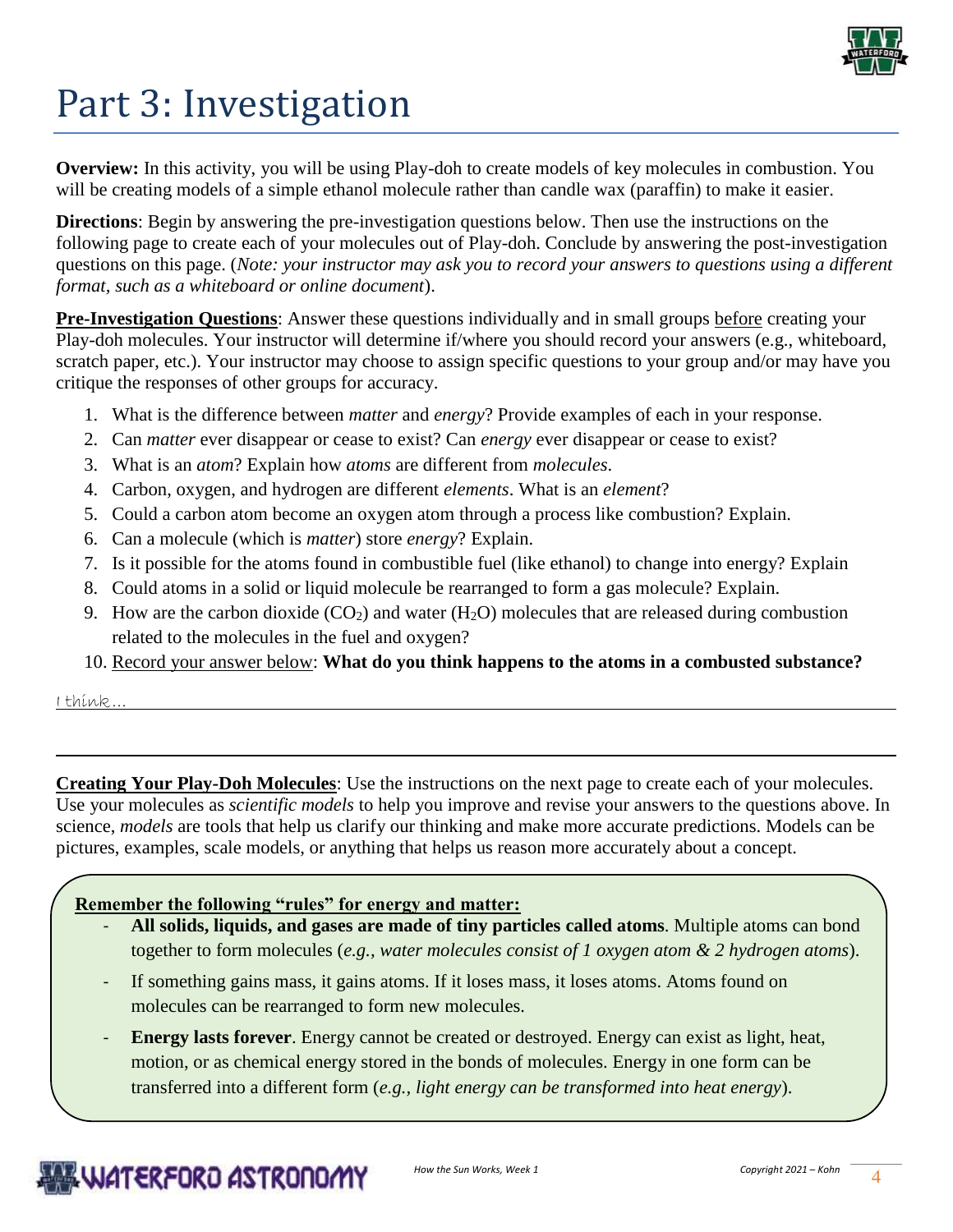# Part 3: Investigation

**Overview:** In this activity, you will be using Play-doh to create models of key molecules in combustion. You will be creating models of a simple ethanol molecule rather than candle wax (paraffin) to make it easier.

**Directions**: Begin by answering the pre-investigation questions below. Then use the instructions on the following page to create each of your molecules out of Play-doh. Conclude by answering the post-investigation questions on this page. (*Note: your instructor may ask you to record your answers to questions using a different format, such as a whiteboard or online document*).

**Pre-Investigation Questions**: Answer these questions individually and in small groups before creating your Play-doh molecules. Your instructor will determine if/where you should record your answers (e.g., whiteboard, scratch paper, etc.). Your instructor may choose to assign specific questions to your group and/or may have you critique the responses of other groups for accuracy.

1. What is the difference between *matter* and *energy*? Provide examples of each in your response.
2. Can *matter* ever disappear or cease to exist? Can *energy* ever disappear or cease to exist?
3. What is an *atom*? Explain how *atoms* are different from *molecules*.
4. Carbon, oxygen, and hydrogen are different *elements*. What is an *element*?
5. Could a carbon atom become an oxygen atom through a process like combustion? Explain.
6. Can a molecule (which is *matter*) store *energy*? Explain.
7. Is it possible for the atoms found in combustible fuel (like ethanol) to change into energy? Explain
8. Could atoms in a solid or liquid molecule be rearranged to form a gas molecule? Explain.
9. How are the carbon dioxide ($CO_2$) and water ($H_2O$) molecules that are released during combustion related to the molecules in the fuel and oxygen?
10. Record your answer below: **What do you think happens to the atoms in a combusted substance?**

I think…

---

**Creating Your Play-Doh Molecules**: Use the instructions on the next page to create each of your molecules. Use your molecules as *scientific models* to help you improve and revise your answers to the questions above. In science, *models* are tools that help us clarify our thinking and make more accurate predictions. Models can be pictures, examples, scale models, or anything that helps us reason more accurately about a concept.

**Remember the following "rules" for energy and matter:**

- **All solids, liquids, and gases are made of tiny particles called atoms**. Multiple atoms can bond together to form molecules (*e.g., water molecules consist of 1 oxygen atom & 2 hydrogen atoms*).
- If something gains mass, it gains atoms. If it loses mass, it loses atoms. Atoms found on molecules can be rearranged to form new molecules.
- **Energy lasts forever**. Energy cannot be created or destroyed. Energy can exist as light, heat, motion, or as chemical energy stored in the bonds of molecules. Energy in one form can be transferred into a different form (*e.g., light energy can be transformed into heat energy*).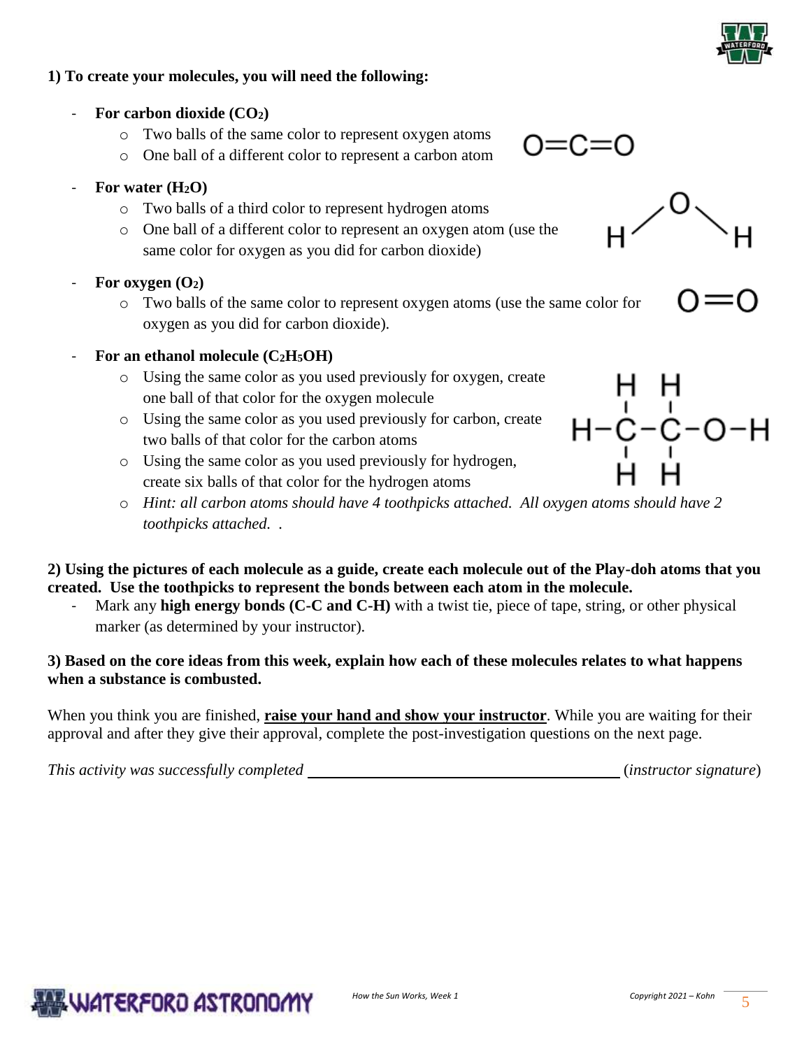**1) To create your molecules, you will need the following:**

- **For carbon dioxide ($CO_2$)**
    - Two balls of the same color to represent oxygen atoms
    - One ball of a different color to represent a carbon atom

O=C=O

- **For water ($H_2O$)**
    - Two balls of a third color to represent hydrogen atoms
    - One ball of a different color to represent an oxygen atom (use the same color for oxygen as you did for carbon dioxide)

H–O–H

- **For oxygen ($O_2$)**
    - Two balls of the same color to represent oxygen atoms (use the same color for oxygen as you did for carbon dioxide).

O=O

- **For an ethanol molecule ($C_2H_5OH$)**
    - Using the same color as you used previously for oxygen, create one ball of that color for the oxygen molecule
    - Using the same color as you used previously for carbon, create two balls of that color for the carbon atoms
    - Using the same color as you used previously for hydrogen, create six balls of that color for the hydrogen atoms
    - *Hint: all carbon atoms should have 4 toothpicks attached. All oxygen atoms should have 2 toothpicks attached.* .

```
    H   H
    |   |
H - C - C - O - H
    |   |
    H   H
```

**2) Using the pictures of each molecule as a guide, create each molecule out of the Play-doh atoms that you created. Use the toothpicks to represent the bonds between each atom in the molecule.**

- Mark any **high energy bonds (C-C and C-H)** with a twist tie, piece of tape, string, or other physical marker (as determined by your instructor).

**3) Based on the core ideas from this week, explain how each of these molecules relates to what happens when a substance is combusted.**

When you think you are finished, **raise your hand and show your instructor**. While you are waiting for their approval and after they give their approval, complete the post-investigation questions on the next page.

*This activity was successfully completed* ______________________________ (*instructor signature*)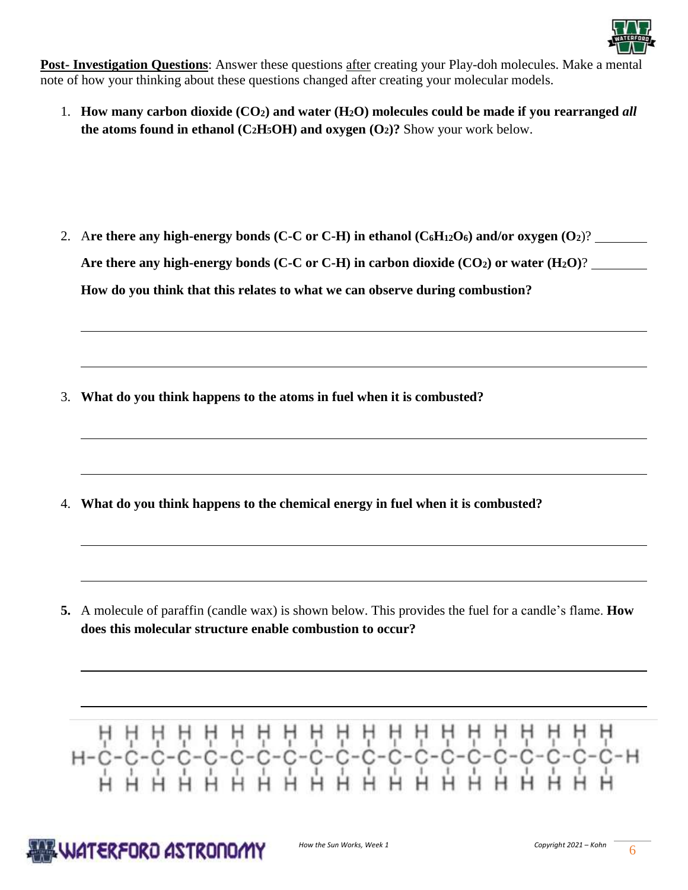**<u>Post- Investigation Questions</u>**: Answer these questions <u>after</u> creating your Play-doh molecules. Make a mental note of how your thinking about these questions changed after creating your molecular models.

1. **How many carbon dioxide ($CO_2$) and water ($H_2O$) molecules could be made if you rearranged *all* the atoms found in ethanol ($C_2H_5OH$) and oxygen ($O_2$)?** Show your work below.

2. **Are there any high-energy bonds (C-C or C-H) in ethanol ($C_6H_{12}O_6$) and/or oxygen ($O_2$)?** ________

   **Are there any high-energy bonds (C-C or C-H) in carbon dioxide ($CO_2$) or water ($H_2O$)?** ________

   **How do you think that this relates to what we can observe during combustion?**

   ______________________________________________________________________________

   ______________________________________________________________________________

3. **What do you think happens to the atoms in fuel when it is combusted?**

   ______________________________________________________________________________

   ______________________________________________________________________________

4. **What do you think happens to the chemical energy in fuel when it is combusted?**

   ______________________________________________________________________________

   ______________________________________________________________________________

5. A molecule of paraffin (candle wax) is shown below. This provides the fuel for a candle's flame. **How does this molecular structure enable combustion to occur?**

   ______________________________________________________________________________

   ______________________________________________________________________________

```
  H H H H H H H H H H H H H H H H H H H H
  | | | | | | | | | | | | | | | | | | | |
H-C-C-C-C-C-C-C-C-C-C-C-C-C-C-C-C-C-C-C-C-H
  | | | | | | | | | | | | | | | | | | | |
  H H H H H H H H H H H H H H H H H H H H
```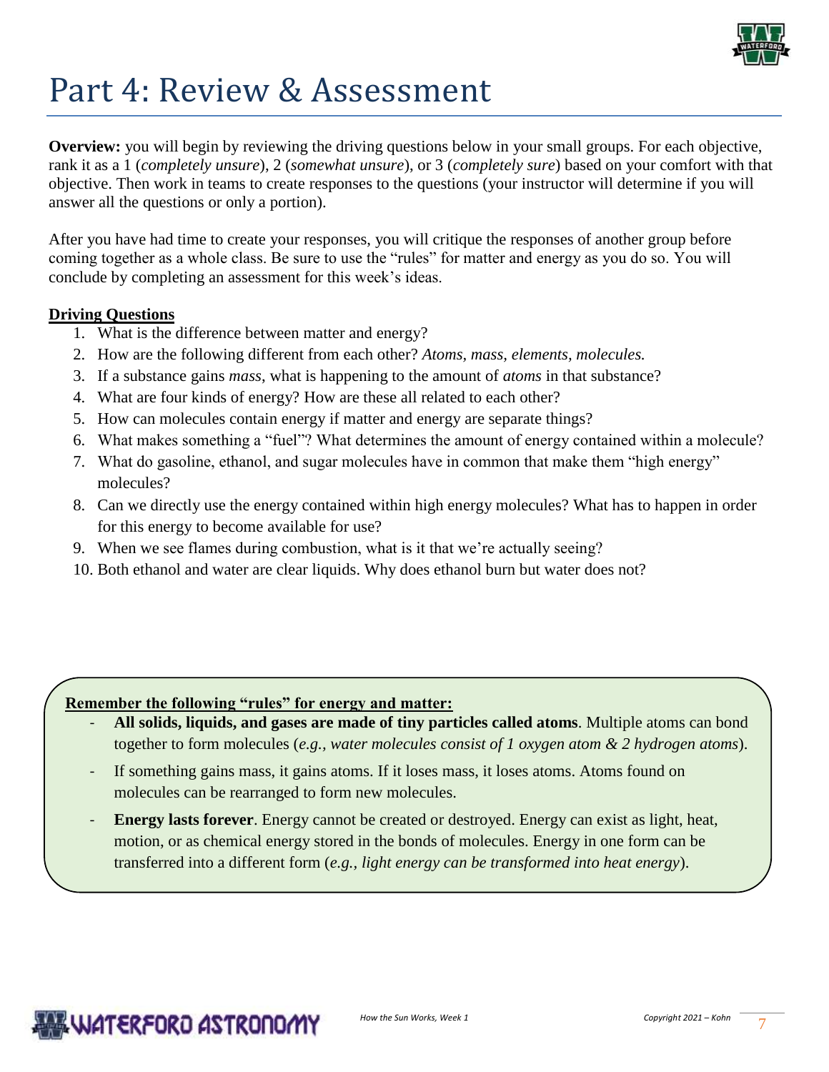# Part 4: Review & Assessment

**Overview:** you will begin by reviewing the driving questions below in your small groups. For each objective, rank it as a 1 (*completely unsure*), 2 (*somewhat unsure*), or 3 (*completely sure*) based on your comfort with that objective. Then work in teams to create responses to the questions (your instructor will determine if you will answer all the questions or only a portion).

After you have had time to create your responses, you will critique the responses of another group before coming together as a whole class. Be sure to use the "rules" for matter and energy as you do so. You will conclude by completing an assessment for this week's ideas.

**Driving Questions**

1. What is the difference between matter and energy?
2. How are the following different from each other? *Atoms, mass, elements, molecules.*
3. If a substance gains *mass*, what is happening to the amount of *atoms* in that substance?
4. What are four kinds of energy? How are these all related to each other?
5. How can molecules contain energy if matter and energy are separate things?
6. What makes something a "fuel"? What determines the amount of energy contained within a molecule?
7. What do gasoline, ethanol, and sugar molecules have in common that make them "high energy" molecules?
8. Can we directly use the energy contained within high energy molecules? What has to happen in order for this energy to become available for use?
9. When we see flames during combustion, what is it that we're actually seeing?
10. Both ethanol and water are clear liquids. Why does ethanol burn but water does not?

**Remember the following "rules" for energy and matter:**

- **All solids, liquids, and gases are made of tiny particles called atoms**. Multiple atoms can bond together to form molecules (*e.g., water molecules consist of 1 oxygen atom & 2 hydrogen atoms*).
- If something gains mass, it gains atoms. If it loses mass, it loses atoms. Atoms found on molecules can be rearranged to form new molecules.
- **Energy lasts forever**. Energy cannot be created or destroyed. Energy can exist as light, heat, motion, or as chemical energy stored in the bonds of molecules. Energy in one form can be transferred into a different form (*e.g., light energy can be transformed into heat energy*).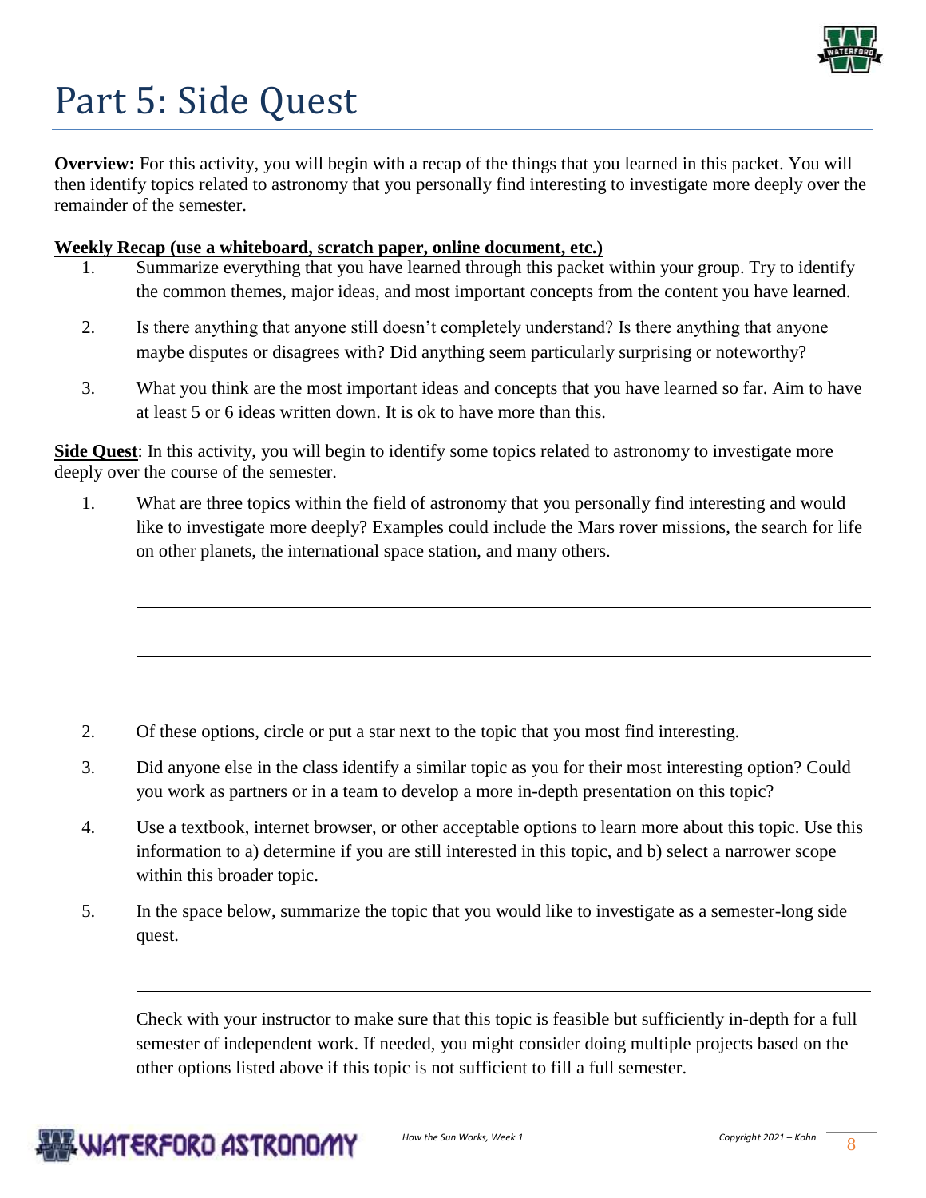# Part 5: Side Quest

**Overview:** For this activity, you will begin with a recap of the things that you learned in this packet. You will then identify topics related to astronomy that you personally find interesting to investigate more deeply over the remainder of the semester.

**Weekly Recap (use a whiteboard, scratch paper, online document, etc.)**

1. Summarize everything that you have learned through this packet within your group. Try to identify the common themes, major ideas, and most important concepts from the content you have learned.
2. Is there anything that anyone still doesn't completely understand? Is there anything that anyone maybe disputes or disagrees with? Did anything seem particularly surprising or noteworthy?
3. What you think are the most important ideas and concepts that you have learned so far. Aim to have at least 5 or 6 ideas written down. It is ok to have more than this.

**Side Quest**: In this activity, you will begin to identify some topics related to astronomy to investigate more deeply over the course of the semester.

1. What are three topics within the field of astronomy that you personally find interesting and would like to investigate more deeply? Examples could include the Mars rover missions, the search for life on other planets, the international space station, and many others.

   ______________________________________________

   ______________________________________________

   ______________________________________________

2. Of these options, circle or put a star next to the topic that you most find interesting.
3. Did anyone else in the class identify a similar topic as you for their most interesting option? Could you work as partners or in a team to develop a more in-depth presentation on this topic?
4. Use a textbook, internet browser, or other acceptable options to learn more about this topic. Use this information to a) determine if you are still interested in this topic, and b) select a narrower scope within this broader topic.
5. In the space below, summarize the topic that you would like to investigate as a semester-long side quest.

   ______________________________________________

   Check with your instructor to make sure that this topic is feasible but sufficiently in-depth for a full semester of independent work. If needed, you might consider doing multiple projects based on the other options listed above if this topic is not sufficient to fill a full semester.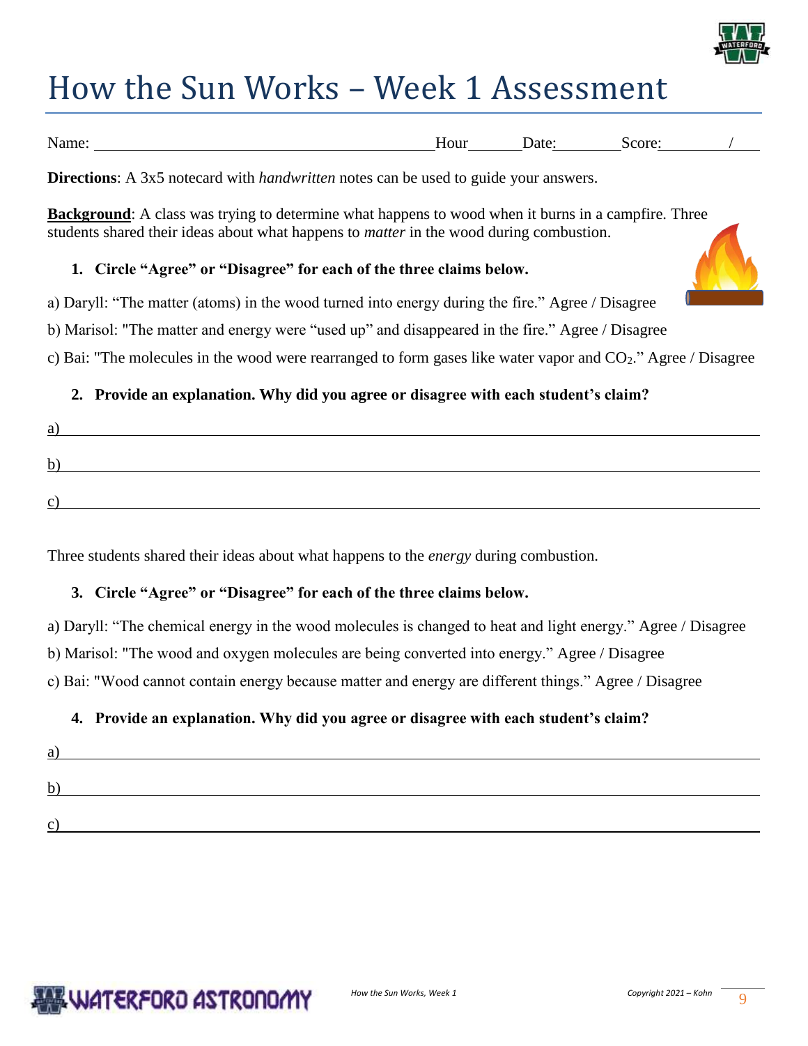# How the Sun Works – Week 1 Assessment

Name: ____________________________________________ Hour______ Date:________ Score:________/____

**Directions**: A 3x5 notecard with *handwritten* notes can be used to guide your answers.

**Background**: A class was trying to determine what happens to wood when it burns in a campfire. Three students shared their ideas about what happens to *matter* in the wood during combustion.

1. **Circle "Agree" or "Disagree" for each of the three claims below.**

a) Daryll: "The matter (atoms) in the wood turned into energy during the fire." Agree / Disagree

b) Marisol: "The matter and energy were "used up" and disappeared in the fire." Agree / Disagree

c) Bai: "The molecules in the wood were rearranged to form gases like water vapor and $CO_2$." Agree / Disagree

2. **Provide an explanation. Why did you agree or disagree with each student's claim?**

a) ______________________________________________________________________

b) ______________________________________________________________________

c) ______________________________________________________________________

Three students shared their ideas about what happens to the *energy* during combustion.

3. **Circle "Agree" or "Disagree" for each of the three claims below.**

a) Daryll: "The chemical energy in the wood molecules is changed to heat and light energy." Agree / Disagree

b) Marisol: "The wood and oxygen molecules are being converted into energy." Agree / Disagree

c) Bai: "Wood cannot contain energy because matter and energy are different things." Agree / Disagree

4. **Provide an explanation. Why did you agree or disagree with each student's claim?**

a) ______________________________________________________________________

b) ______________________________________________________________________

c) ______________________________________________________________________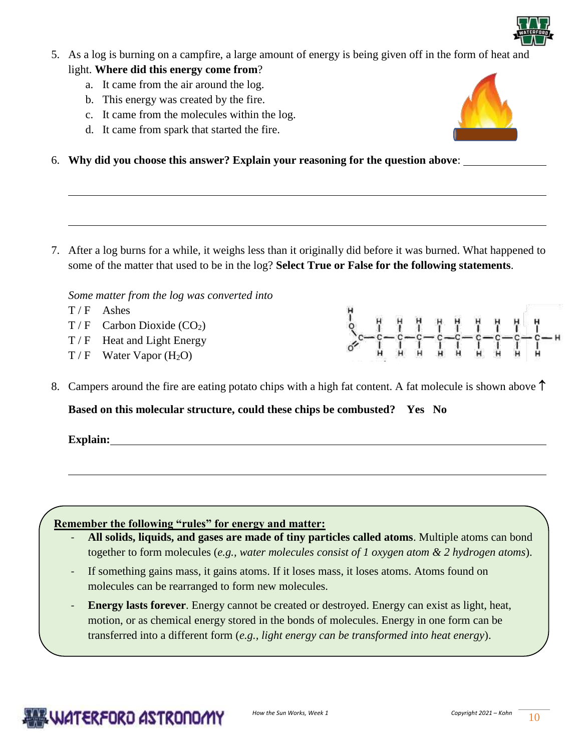5. As a log is burning on a campfire, a large amount of energy is being given off in the form of heat and light. **Where did this energy come from**?
   a. It came from the air around the log.
   b. This energy was created by the fire.
   c. It came from the molecules within the log.
   d. It came from spark that started the fire.

6. **Why did you choose this answer? Explain your reasoning for the question above**: ______________

______________________________________________________________________________

______________________________________________________________________________

7. After a log burns for a while, it weighs less than it originally did before it was burned. What happened to some of the matter that used to be in the log? **Select True or False for the following statements**.

   *Some matter from the log was converted into*

   T / F  Ashes
   T / F  Carbon Dioxide ($CO_2$)
   T / F  Heat and Light Energy
   T / F  Water Vapor ($H_2O$)

8. Campers around the fire are eating potato chips with a high fat content. A fat molecule is shown above ↑

   **Based on this molecular structure, could these chips be combusted?  Yes  No**

   **Explain:** ______________________________________________________________

______________________________________________________________________________

**Remember the following "rules" for energy and matter:**

- **All solids, liquids, and gases are made of tiny particles called atoms**. Multiple atoms can bond together to form molecules (*e.g., water molecules consist of 1 oxygen atom & 2 hydrogen atoms*).
- If something gains mass, it gains atoms. If it loses mass, it loses atoms. Atoms found on molecules can be rearranged to form new molecules.
- **Energy lasts forever**. Energy cannot be created or destroyed. Energy can exist as light, heat, motion, or as chemical energy stored in the bonds of molecules. Energy in one form can be transferred into a different form (*e.g., light energy can be transformed into heat energy*).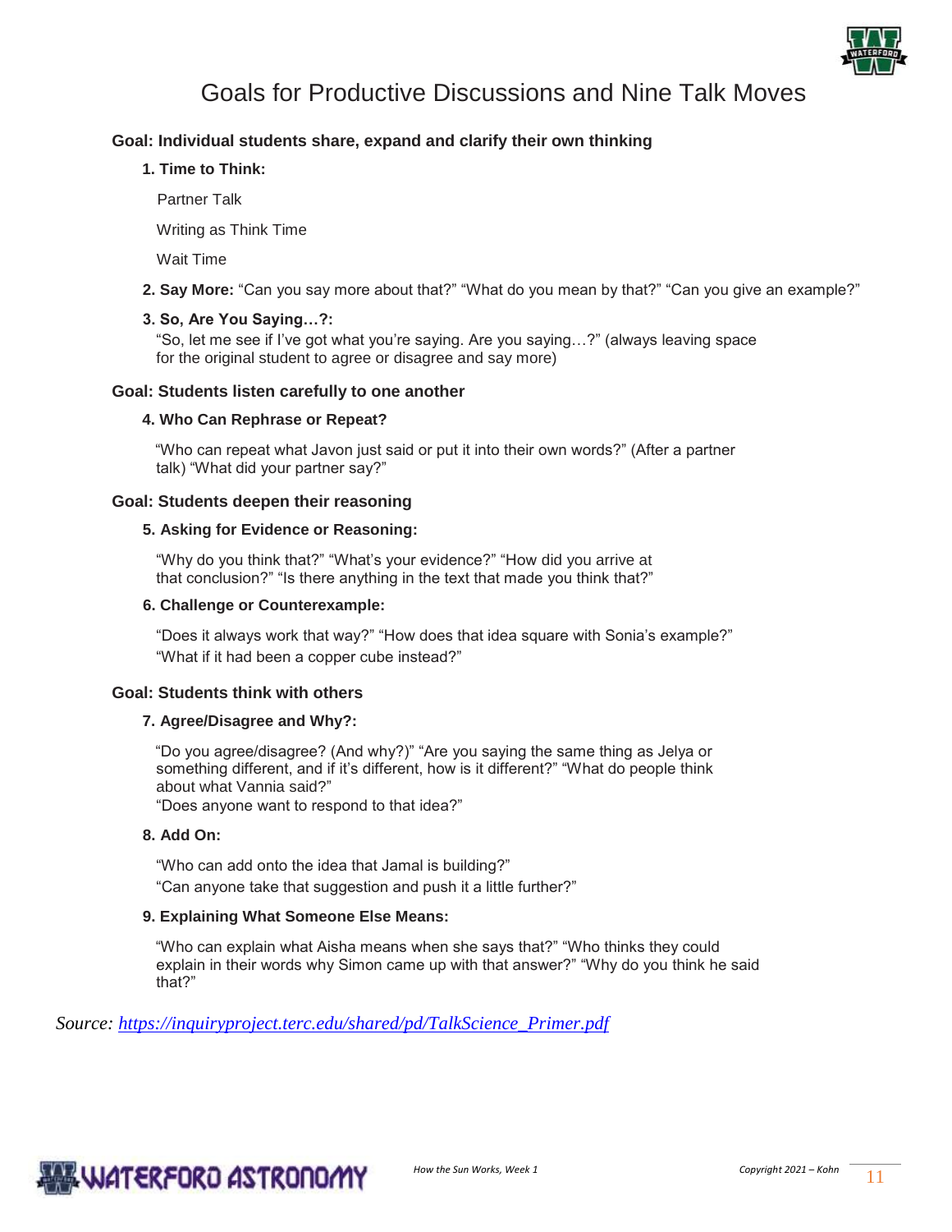# Goals for Productive Discussions and Nine Talk Moves

**Goal: Individual students share, expand and clarify their own thinking**

**1. Time to Think:**

Partner Talk

Writing as Think Time

Wait Time

**2. Say More:** "Can you say more about that?" "What do you mean by that?" "Can you give an example?"

**3. So, Are You Saying…?:**
"So, let me see if I've got what you're saying. Are you saying…?" (always leaving space for the original student to agree or disagree and say more)

**Goal: Students listen carefully to one another**

**4. Who Can Rephrase or Repeat?**

"Who can repeat what Javon just said or put it into their own words?" (After a partner talk) "What did your partner say?"

**Goal: Students deepen their reasoning**

**5. Asking for Evidence or Reasoning:**

"Why do you think that?" "What's your evidence?" "How did you arrive at that conclusion?" "Is there anything in the text that made you think that?"

**6. Challenge or Counterexample:**

"Does it always work that way?" "How does that idea square with Sonia's example?"
"What if it had been a copper cube instead?"

**Goal: Students think with others**

**7. Agree/Disagree and Why?:**

"Do you agree/disagree? (And why?)" "Are you saying the same thing as Jelya or something different, and if it's different, how is it different?" "What do people think about what Vannia said?"
"Does anyone want to respond to that idea?"

**8. Add On:**

"Who can add onto the idea that Jamal is building?"
"Can anyone take that suggestion and push it a little further?"

**9. Explaining What Someone Else Means:**

"Who can explain what Aisha means when she says that?" "Who thinks they could explain in their words why Simon came up with that answer?" "Why do you think he said that?"

*Source: [https://inquiryproject.terc.edu/shared/pd/TalkScience_Primer.pdf](https://inquiryproject.terc.edu/shared/pd/TalkScience_Primer.pdf)*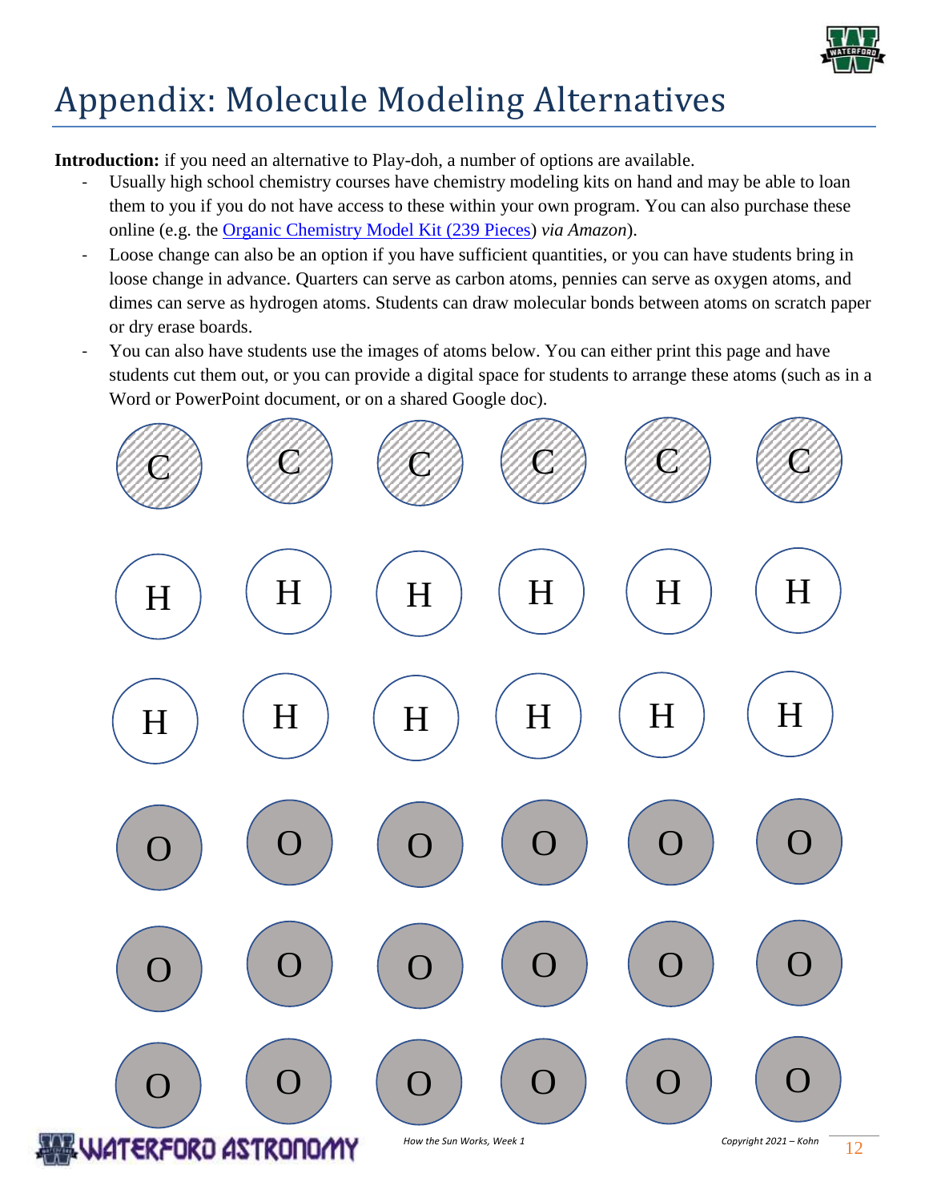# Appendix: Molecule Modeling Alternatives

**Introduction:** if you need an alternative to Play-doh, a number of options are available.

- Usually high school chemistry courses have chemistry modeling kits on hand and may be able to loan them to you if you do not have access to these within your own program. You can also purchase these online (e.g. the [Organic Chemistry Model Kit (239 Pieces)]() *via Amazon*).
- Loose change can also be an option if you have sufficient quantities, or you can have students bring in loose change in advance. Quarters can serve as carbon atoms, pennies can serve as oxygen atoms, and dimes can serve as hydrogen atoms. Students can draw molecular bonds between atoms on scratch paper or dry erase boards.
- You can also have students use the images of atoms below. You can either print this page and have students cut them out, or you can provide a digital space for students to arrange these atoms (such as in a Word or PowerPoint document, or on a shared Google doc).

C C C C C C

H H H H H H

H H H H H H

O O O O O O

O O O O O O

O O O O O O